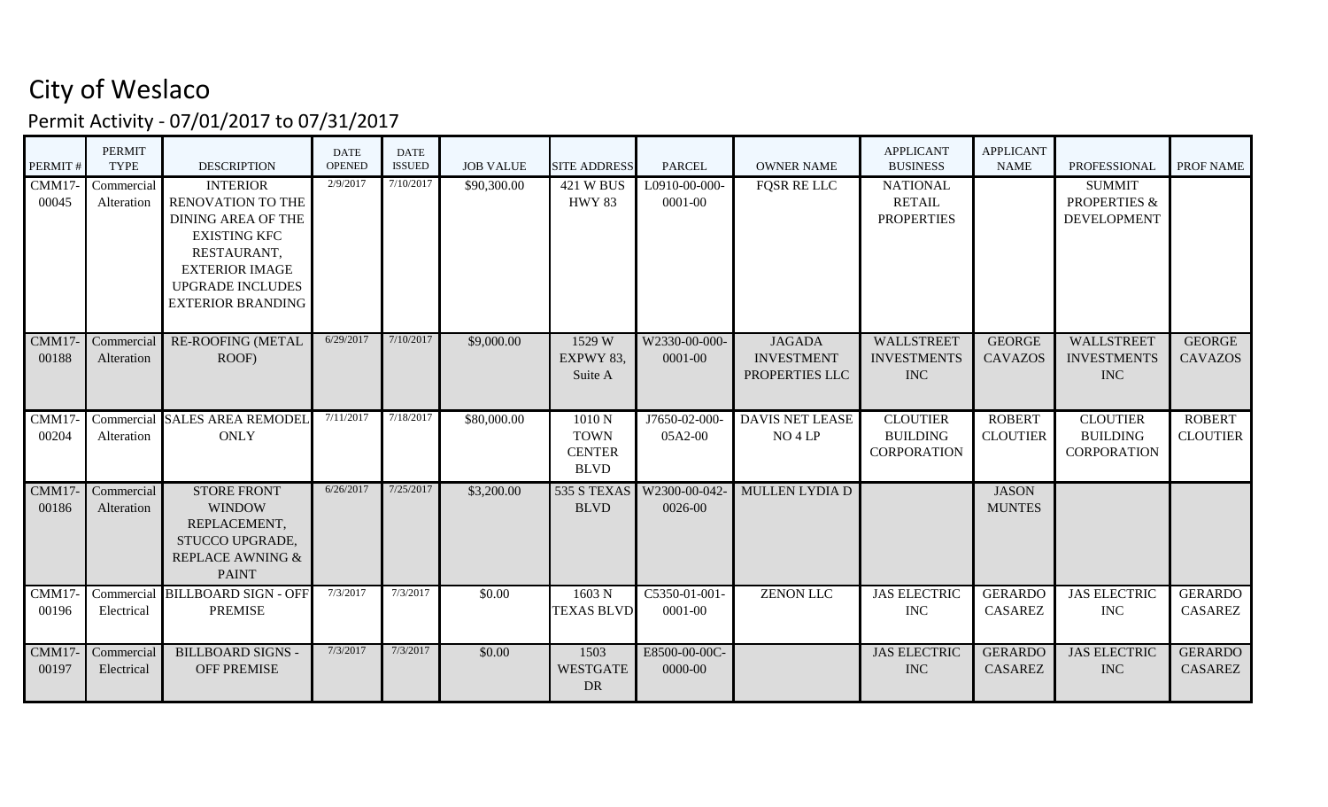# City of Weslaco

## Permit Activity - 07/01/2017 to 07/31/2017

| PERMIT # | PERMIT TYPE | DESCRIPTION | DATE OPENED | DATE ISSUED | JOB VALUE | SITE ADDRESS | PARCEL | OWNER NAME | APPLICANT BUSINESS | APPLICANT NAME | PROFESSIONAL | PROF NAME |
|---|---|---|---|---|---|---|---|---|---|---|---|---|
| CMM17-00045 | Commercial Alteration | INTERIOR RENOVATION TO THE DINING AREA OF THE EXISTING KFC RESTAURANT, EXTERIOR IMAGE UPGRADE INCLUDES EXTERIOR BRANDING | 2/9/2017 | 7/10/2017 | $90,300.00 | 421 W BUS HWY 83 | L0910-00-000-0001-00 | FQSR RE LLC | NATIONAL RETAIL PROPERTIES | | SUMMIT PROPERTIES & DEVELOPMENT | |
| CMM17-00188 | Commercial Alteration | RE-ROOFING (METAL ROOF) | 6/29/2017 | 7/10/2017 | $9,000.00 | 1529 W EXPWY 83, Suite A | W2330-00-000-0001-00 | JAGADA INVESTMENT PROPERTIES LLC | WALLSTREET INVESTMENTS INC | GEORGE CAVAZOS | WALLSTREET INVESTMENTS INC | GEORGE CAVAZOS |
| CMM17-00204 | Commercial Alteration | SALES AREA REMODEL ONLY | 7/11/2017 | 7/18/2017 | $80,000.00 | 1010 N TOWN CENTER BLVD | J7650-02-000-05A2-00 | DAVIS NET LEASE NO 4 LP | CLOUTIER BUILDING CORPORATION | ROBERT CLOUTIER | CLOUTIER BUILDING CORPORATION | ROBERT CLOUTIER |
| CMM17-00186 | Commercial Alteration | STORE FRONT WINDOW REPLACEMENT, STUCCO UPGRADE, REPLACE AWNING & PAINT | 6/26/2017 | 7/25/2017 | $3,200.00 | 535 S TEXAS BLVD | W2300-00-042-0026-00 | MULLEN LYDIA D | | JASON MUNTES | | |
| CMM17-00196 | Commercial Electrical | BILLBOARD SIGN - OFF PREMISE | 7/3/2017 | 7/3/2017 | $0.00 | 1603 N TEXAS BLVD | C5350-01-001-0001-00 | ZENON LLC | JAS ELECTRIC INC | GERARDO CASAREZ | JAS ELECTRIC INC | GERARDO CASAREZ |
| CMM17-00197 | Commercial Electrical | BILLBOARD SIGNS - OFF PREMISE | 7/3/2017 | 7/3/2017 | $0.00 | 1503 WESTGATE DR | E8500-00-00C-0000-00 | | JAS ELECTRIC INC | GERARDO CASAREZ | JAS ELECTRIC INC | GERARDO CASAREZ |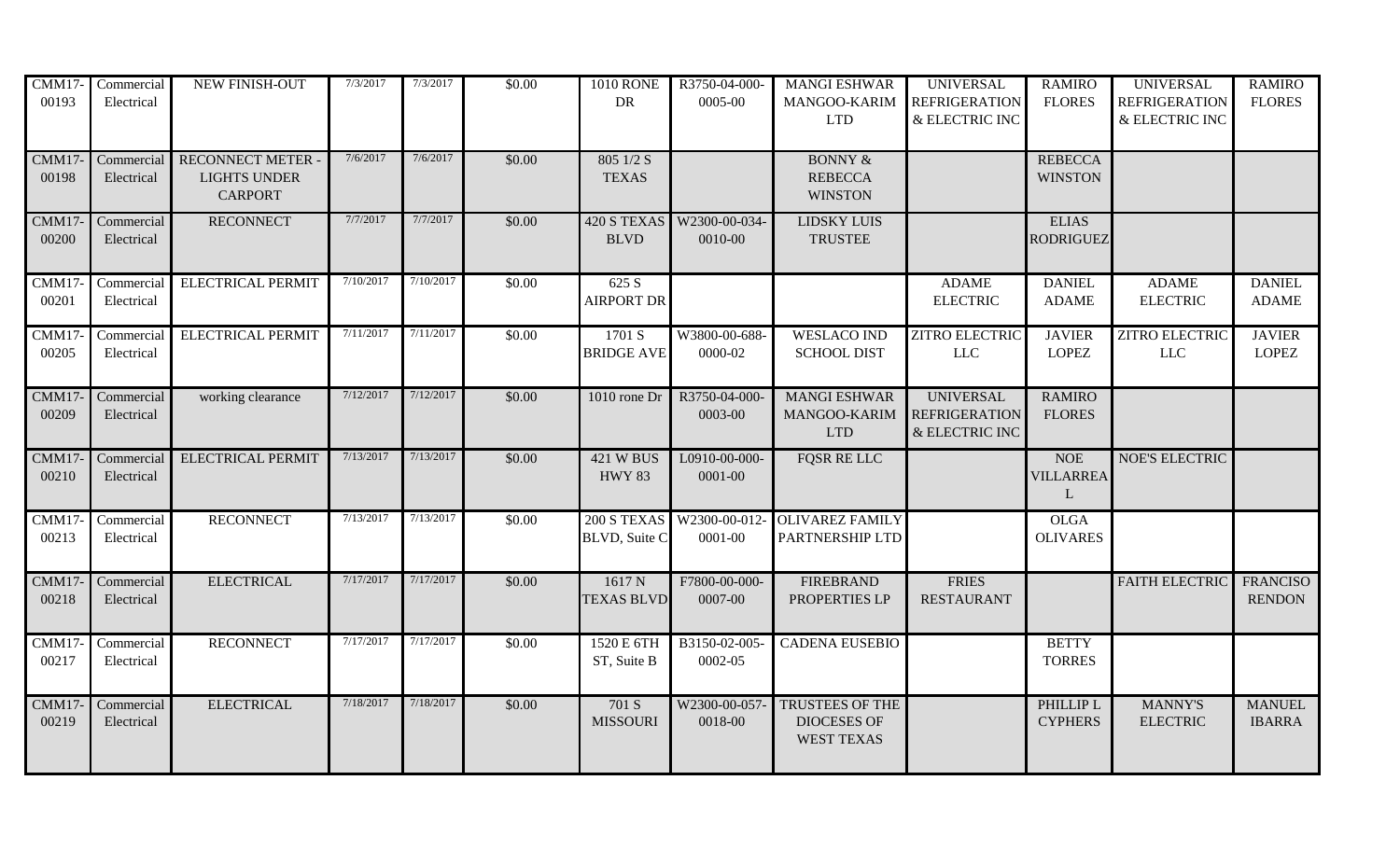| CMM17-00193 | Commercial Electrical | NEW FINISH-OUT | 7/3/2017 | 7/3/2017 | $0.00 | 1010 RONE DR | R3750-04-000-0005-00 | MANGI ESHWAR MANGOO-KARIM LTD | UNIVERSAL REFRIGERATION & ELECTRIC INC | RAMIRO FLORES | UNIVERSAL REFRIGERATION & ELECTRIC INC | RAMIRO FLORES |
|---|---|---|---|---|---|---|---|---|---|---|---|---|
| CMM17-00198 | Commercial Electrical | RECONNECT METER - LIGHTS UNDER CARPORT | 7/6/2017 | 7/6/2017 | $0.00 | 805 1/2 S TEXAS | | BONNY & REBECCA WINSTON | | REBECCA WINSTON | | |
| CMM17-00200 | Commercial Electrical | RECONNECT | 7/7/2017 | 7/7/2017 | $0.00 | 420 S TEXAS BLVD | W2300-00-034-0010-00 | LIDSKY LUIS TRUSTEE | | ELIAS RODRIGUEZ | | |
| CMM17-00201 | Commercial Electrical | ELECTRICAL PERMIT | 7/10/2017 | 7/10/2017 | $0.00 | 625 S AIRPORT DR | | | ADAME ELECTRIC | DANIEL ADAME | ADAME ELECTRIC | DANIEL ADAME |
| CMM17-00205 | Commercial Electrical | ELECTRICAL PERMIT | 7/11/2017 | 7/11/2017 | $0.00 | 1701 S BRIDGE AVE | W3800-00-688-0000-02 | WESLACO IND SCHOOL DIST | ZITRO ELECTRIC LLC | JAVIER LOPEZ | ZITRO ELECTRIC LLC | JAVIER LOPEZ |
| CMM17-00209 | Commercial Electrical | working clearance | 7/12/2017 | 7/12/2017 | $0.00 | 1010 rone Dr | R3750-04-000-0003-00 | MANGI ESHWAR MANGOO-KARIM LTD | UNIVERSAL REFRIGERATION & ELECTRIC INC | RAMIRO FLORES | | |
| CMM17-00210 | Commercial Electrical | ELECTRICAL PERMIT | 7/13/2017 | 7/13/2017 | $0.00 | 421 W BUS HWY 83 | L0910-00-000-0001-00 | FQSR RE LLC | | NOE VILLARREAL | NOE'S ELECTRIC | |
| CMM17-00213 | Commercial Electrical | RECONNECT | 7/13/2017 | 7/13/2017 | $0.00 | 200 S TEXAS BLVD, Suite C | W2300-00-012-0001-00 | OLIVAREZ FAMILY PARTNERSHIP LTD | | OLGA OLIVARES | | |
| CMM17-00218 | Commercial Electrical | ELECTRICAL | 7/17/2017 | 7/17/2017 | $0.00 | 1617 N TEXAS BLVD | F7800-00-000-0007-00 | FIREBRAND PROPERTIES LP | FRIES RESTAURANT | | FAITH ELECTRIC | FRANCISO RENDON |
| CMM17-00217 | Commercial Electrical | RECONNECT | 7/17/2017 | 7/17/2017 | $0.00 | 1520 E 6TH ST, Suite B | B3150-02-005-0002-05 | CADENA EUSEBIO | | BETTY TORRES | | |
| CMM17-00219 | Commercial Electrical | ELECTRICAL | 7/18/2017 | 7/18/2017 | $0.00 | 701 S MISSOURI | W2300-00-057-0018-00 | TRUSTEES OF THE DIOCESES OF WEST TEXAS | | PHILLIP L CYPHERS | MANNY'S ELECTRIC | MANUEL IBARRA |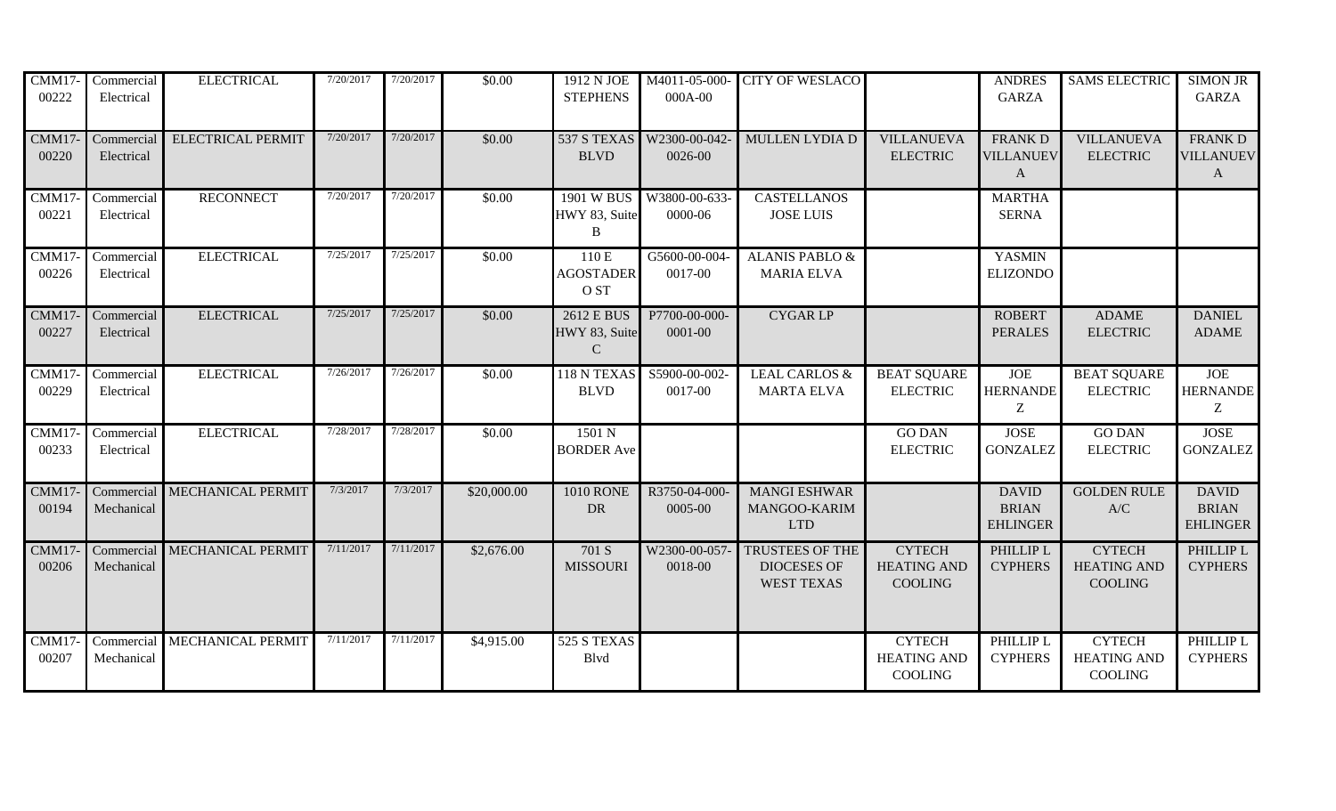| | | | | | | | | | | | | |
|---|---|---|---|---|---|---|---|---|---|---|---|---|
| CMM17-00222 | Commercial Electrical | ELECTRICAL | 7/20/2017 | 7/20/2017 | $0.00 | 1912 N JOE STEPHENS | M4011-05-000-000A-00 | CITY OF WESLACO | | ANDRES GARZA | SAMS ELECTRIC | SIMON JR GARZA |
| CMM17-00220 | Commercial Electrical | ELECTRICAL PERMIT | 7/20/2017 | 7/20/2017 | $0.00 | 537 S TEXAS BLVD | W2300-00-042-0026-00 | MULLEN LYDIA D | VILLANUEVA ELECTRIC | FRANK D VILLANUEVA | VILLANUEVA ELECTRIC | FRANK D VILLANUEVA |
| CMM17-00221 | Commercial Electrical | RECONNECT | 7/20/2017 | 7/20/2017 | $0.00 | 1901 W BUS HWY 83, Suite B | W3800-00-633-0000-06 | CASTELLANOS JOSE LUIS | | MARTHA SERNA | | |
| CMM17-00226 | Commercial Electrical | ELECTRICAL | 7/25/2017 | 7/25/2017 | $0.00 | 110 E AGOSTADERO ST | G5600-00-004-0017-00 | ALANIS PABLO & MARIA ELVA | | YASMIN ELIZONDO | | |
| CMM17-00227 | Commercial Electrical | ELECTRICAL | 7/25/2017 | 7/25/2017 | $0.00 | 2612 E BUS HWY 83, Suite C | P7700-00-000-0001-00 | CYGAR LP | | ROBERT PERALES | ADAME ELECTRIC | DANIEL ADAME |
| CMM17-00229 | Commercial Electrical | ELECTRICAL | 7/26/2017 | 7/26/2017 | $0.00 | 118 N TEXAS BLVD | S5900-00-002-0017-00 | LEAL CARLOS & MARTA ELVA | BEAT SQUARE ELECTRIC | JOE HERNANDEZ | BEAT SQUARE ELECTRIC | JOE HERNANDEZ |
| CMM17-00233 | Commercial Electrical | ELECTRICAL | 7/28/2017 | 7/28/2017 | $0.00 | 1501 N BORDER Ave | | | GO DAN ELECTRIC | JOSE GONZALEZ | GO DAN ELECTRIC | JOSE GONZALEZ |
| CMM17-00194 | Commercial Mechanical | MECHANICAL PERMIT | 7/3/2017 | 7/3/2017 | $20,000.00 | 1010 RONE DR | R3750-04-000-0005-00 | MANGI ESHWAR MANGOO-KARIM LTD | | DAVID BRIAN EHLINGER | GOLDEN RULE A/C | DAVID BRIAN EHLINGER |
| CMM17-00206 | Commercial Mechanical | MECHANICAL PERMIT | 7/11/2017 | 7/11/2017 | $2,676.00 | 701 S MISSOURI | W2300-00-057-0018-00 | TRUSTEES OF THE DIOCESES OF WEST TEXAS | CYTECH HEATING AND COOLING | PHILLIP L CYPHERS | CYTECH HEATING AND COOLING | PHILLIP L CYPHERS |
| CMM17-00207 | Commercial Mechanical | MECHANICAL PERMIT | 7/11/2017 | 7/11/2017 | $4,915.00 | 525 S TEXAS Blvd | | | CYTECH HEATING AND COOLING | PHILLIP L CYPHERS | CYTECH HEATING AND COOLING | PHILLIP L CYPHERS |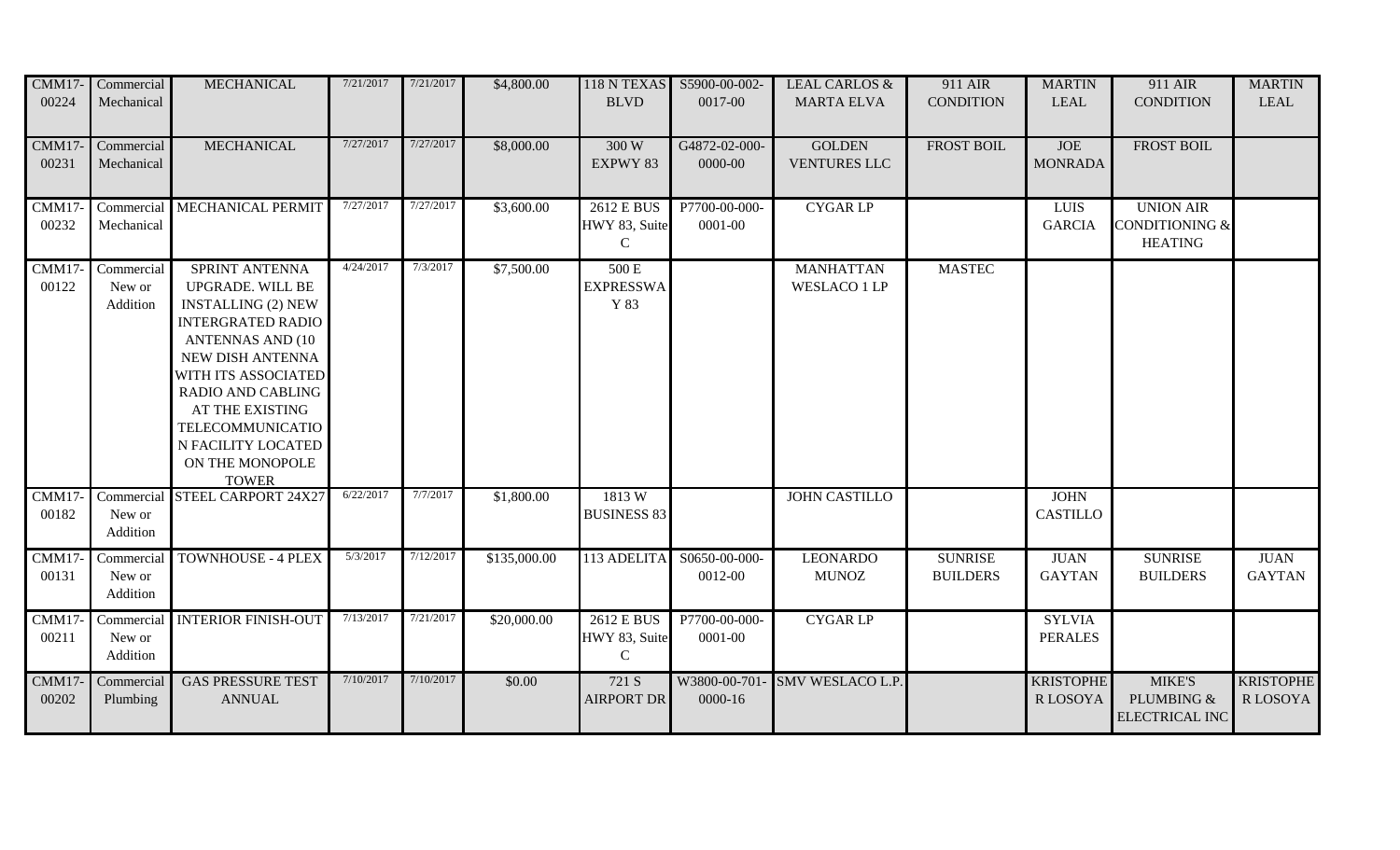| CMM17-00224 | Commercial Mechanical | MECHANICAL | 7/21/2017 | 7/21/2017 | $4,800.00 | 118 N TEXAS BLVD | S5900-00-002-0017-00 | LEAL CARLOS & MARTA ELVA | 911 AIR CONDITION | MARTIN LEAL | 911 AIR CONDITION | MARTIN LEAL |
|---|---|---|---|---|---|---|---|---|---|---|---|---|
| CMM17-00231 | Commercial Mechanical | MECHANICAL | 7/27/2017 | 7/27/2017 | $8,000.00 | 300 W EXPWY 83 | G4872-02-000-0000-00 | GOLDEN VENTURES LLC | FROST BOIL | JOE MONRADA | FROST BOIL | |
| CMM17-00232 | Commercial Mechanical | MECHANICAL PERMIT | 7/27/2017 | 7/27/2017 | $3,600.00 | 2612 E BUS HWY 83, Suite C | P7700-00-000-0001-00 | CYGAR LP | | LUIS GARCIA | UNION AIR CONDITIONING & HEATING | |
| CMM17-00122 | Commercial New or Addition | SPRINT ANTENNA UPGRADE. WILL BE INSTALLING (2) NEW INTERGRATED RADIO ANTENNAS AND (10 NEW DISH ANTENNA WITH ITS ASSOCIATED RADIO AND CABLING AT THE EXISTING TELECOMMUNICATION FACILITY LOCATED ON THE MONOPOLE TOWER | 4/24/2017 | 7/3/2017 | $7,500.00 | 500 E EXPRESSWAY 83 | | MANHATTAN WESLACO 1 LP | MASTEC | | | |
| CMM17-00182 | Commercial New or Addition | STEEL CARPORT 24X27 | 6/22/2017 | 7/7/2017 | $1,800.00 | 1813 W BUSINESS 83 | | JOHN CASTILLO | | JOHN CASTILLO | | |
| CMM17-00131 | Commercial New or Addition | TOWNHOUSE - 4 PLEX | 5/3/2017 | 7/12/2017 | $135,000.00 | 113 ADELITA | S0650-00-000-0012-00 | LEONARDO MUNOZ | SUNRISE BUILDERS | JUAN GAYTAN | SUNRISE BUILDERS | JUAN GAYTAN |
| CMM17-00211 | Commercial New or Addition | INTERIOR FINISH-OUT | 7/13/2017 | 7/21/2017 | $20,000.00 | 2612 E BUS HWY 83, Suite C | P7700-00-000-0001-00 | CYGAR LP | | SYLVIA PERALES | | |
| CMM17-00202 | Commercial Plumbing | GAS PRESSURE TEST ANNUAL | 7/10/2017 | 7/10/2017 | $0.00 | 721 S AIRPORT DR | W3800-00-701-0000-16 | SMV WESLACO L.P. | | KRISTOPHER LOSOYA | MIKE'S PLUMBING & ELECTRICAL INC | KRISTOPHER LOSOYA |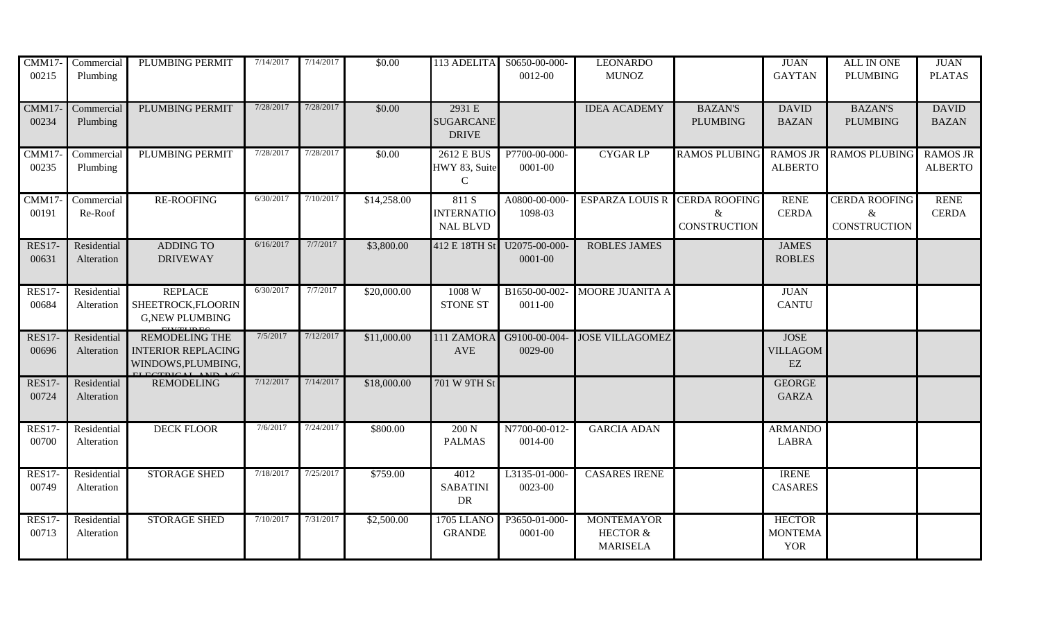| | | | | | | | | | | | | |
|---|---|---|---|---|---|---|---|---|---|---|---|---|
| CMM17-00215 | Commercial Plumbing | PLUMBING PERMIT | 7/14/2017 | 7/14/2017 | $0.00 | 113 ADELITA | S0650-00-000-0012-00 | LEONARDO MUNOZ | | JUAN GAYTAN | ALL IN ONE PLUMBING | JUAN PLATAS |
| CMM17-00234 | Commercial Plumbing | PLUMBING PERMIT | 7/28/2017 | 7/28/2017 | $0.00 | 2931 E SUGARCANE DRIVE | | IDEA ACADEMY | BAZAN'S PLUMBING | DAVID BAZAN | BAZAN'S PLUMBING | DAVID BAZAN |
| CMM17-00235 | Commercial Plumbing | PLUMBING PERMIT | 7/28/2017 | 7/28/2017 | $0.00 | 2612 E BUS HWY 83, Suite C | P7700-00-000-0001-00 | CYGAR LP | RAMOS PLUBING | RAMOS JR ALBERTO | RAMOS PLUBING | RAMOS JR ALBERTO |
| CMM17-00191 | Commercial Re-Roof | RE-ROOFING | 6/30/2017 | 7/10/2017 | $14,258.00 | 811 S INTERNATIONAL BLVD | A0800-00-000-1098-03 | ESPARZA LOUIS R | CERDA ROOFING & CONSTRUCTION | RENE CERDA | CERDA ROOFING & CONSTRUCTION | RENE CERDA |
| RES17-00631 | Residential Alteration | ADDING TO DRIVEWAY | 6/16/2017 | 7/7/2017 | $3,800.00 | 412 E 18TH St | U2075-00-000-0001-00 | ROBLES JAMES | | JAMES ROBLES | | |
| RES17-00684 | Residential Alteration | REPLACE SHEETROCK,FLOORING,NEW PLUMBING FIXTURES | 6/30/2017 | 7/7/2017 | $20,000.00 | 1008 W STONE ST | B1650-00-002-0011-00 | MOORE JUANITA A | | JUAN CANTU | | |
| RES17-00696 | Residential Alteration | REMODELING THE INTERIOR REPLACING WINDOWS,PLUMBING, ELECTRICAL AND A/C | 7/5/2017 | 7/12/2017 | $11,000.00 | 111 ZAMORA AVE | G9100-00-004-0029-00 | JOSE VILLAGOMEZ | | JOSE VILLAGOMEZ | | |
| RES17-00724 | Residential Alteration | REMODELING | 7/12/2017 | 7/14/2017 | $18,000.00 | 701 W 9TH St | | | | GEORGE GARZA | | |
| RES17-00700 | Residential Alteration | DECK FLOOR | 7/6/2017 | 7/24/2017 | $800.00 | 200 N PALMAS | N7700-00-012-0014-00 | GARCIA ADAN | | ARMANDO LABRA | | |
| RES17-00749 | Residential Alteration | STORAGE SHED | 7/18/2017 | 7/25/2017 | $759.00 | 4012 SABATINI DR | L3135-01-000-0023-00 | CASARES IRENE | | IRENE CASARES | | |
| RES17-00713 | Residential Alteration | STORAGE SHED | 7/10/2017 | 7/31/2017 | $2,500.00 | 1705 LLANO GRANDE | P3650-01-000-0001-00 | MONTEMAYOR HECTOR & MARISELA | | HECTOR MONTEMAYOR | | |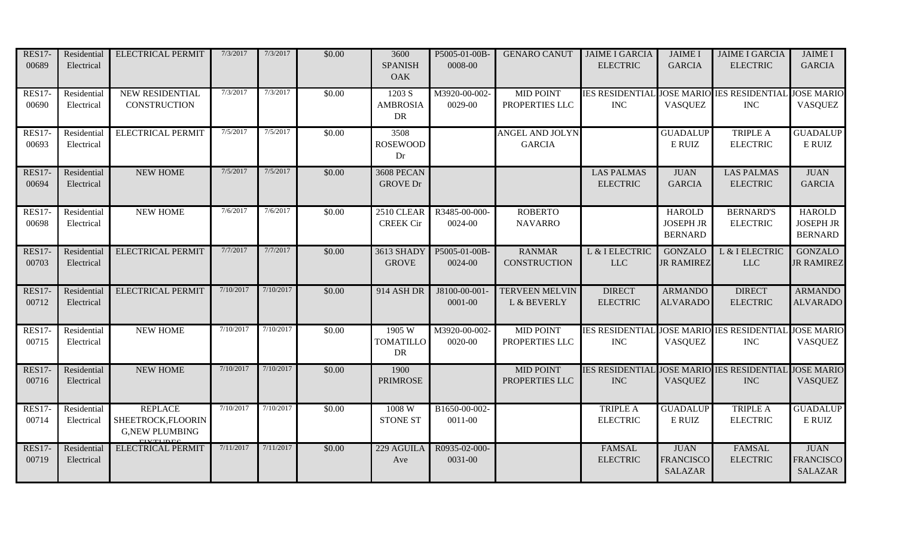| | | | | | | | | | | | | |
|---|---|---|---|---|---|---|---|---|---|---|---|---|
| RES17-00689 | Residential Electrical | ELECTRICAL PERMIT | 7/3/2017 | 7/3/2017 | $0.00 | 3600 SPANISH OAK | P5005-01-00B-0008-00 | GENARO CANUT | JAIME I GARCIA ELECTRIC | JAIME I GARCIA | JAIME I GARCIA ELECTRIC | JAIME I GARCIA |
| RES17-00690 | Residential Electrical | NEW RESIDENTIAL CONSTRUCTION | 7/3/2017 | 7/3/2017 | $0.00 | 1203 S AMBROSIA DR | M3920-00-002-0029-00 | MID POINT PROPERTIES LLC | IES RESIDENTIAL INC | JOSE MARIO VASQUEZ | IES RESIDENTIAL INC | JOSE MARIO VASQUEZ |
| RES17-00693 | Residential Electrical | ELECTRICAL PERMIT | 7/5/2017 | 7/5/2017 | $0.00 | 3508 ROSEWOOD Dr | | ANGEL AND JOLYN GARCIA | | GUADALUPE RUIZ | TRIPLE A ELECTRIC | GUADALUPE RUIZ |
| RES17-00694 | Residential Electrical | NEW HOME | 7/5/2017 | 7/5/2017 | $0.00 | 3608 PECAN GROVE Dr | | | LAS PALMAS ELECTRIC | JUAN GARCIA | LAS PALMAS ELECTRIC | JUAN GARCIA |
| RES17-00698 | Residential Electrical | NEW HOME | 7/6/2017 | 7/6/2017 | $0.00 | 2510 CLEAR CREEK Cir | R3485-00-000-0024-00 | ROBERTO NAVARRO | | HAROLD JOSEPH JR BERNARD | BERNARD'S ELECTRIC | HAROLD JOSEPH JR BERNARD |
| RES17-00703 | Residential Electrical | ELECTRICAL PERMIT | 7/7/2017 | 7/7/2017 | $0.00 | 3613 SHADY GROVE | P5005-01-00B-0024-00 | RANMAR CONSTRUCTION | L & I ELECTRIC LLC | GONZALO JR RAMIREZ | L & I ELECTRIC LLC | GONZALO JR RAMIREZ |
| RES17-00712 | Residential Electrical | ELECTRICAL PERMIT | 7/10/2017 | 7/10/2017 | $0.00 | 914 ASH DR | J8100-00-001-0001-00 | TERVEEN MELVIN L & BEVERLY | DIRECT ELECTRIC | ARMANDO ALVARADO | DIRECT ELECTRIC | ARMANDO ALVARADO |
| RES17-00715 | Residential Electrical | NEW HOME | 7/10/2017 | 7/10/2017 | $0.00 | 1905 W TOMATILLO DR | M3920-00-002-0020-00 | MID POINT PROPERTIES LLC | IES RESIDENTIAL INC | JOSE MARIO VASQUEZ | IES RESIDENTIAL INC | JOSE MARIO VASQUEZ |
| RES17-00716 | Residential Electrical | NEW HOME | 7/10/2017 | 7/10/2017 | $0.00 | 1900 PRIMROSE | | MID POINT PROPERTIES LLC | IES RESIDENTIAL INC | JOSE MARIO VASQUEZ | IES RESIDENTIAL INC | JOSE MARIO VASQUEZ |
| RES17-00714 | Residential Electrical | REPLACE SHEETROCK,FLOORIN G,NEW PLUMBING FIXTURES | 7/10/2017 | 7/10/2017 | $0.00 | 1008 W STONE ST | B1650-00-002-0011-00 | | TRIPLE A ELECTRIC | GUADALUPE RUIZ | TRIPLE A ELECTRIC | GUADALUPE RUIZ |
| RES17-00719 | Residential Electrical | ELECTRICAL PERMIT | 7/11/2017 | 7/11/2017 | $0.00 | 229 AGUILA Ave | R0935-02-000-0031-00 | | FAMSAL ELECTRIC | JUAN FRANCISCO SALAZAR | FAMSAL ELECTRIC | JUAN FRANCISCO SALAZAR |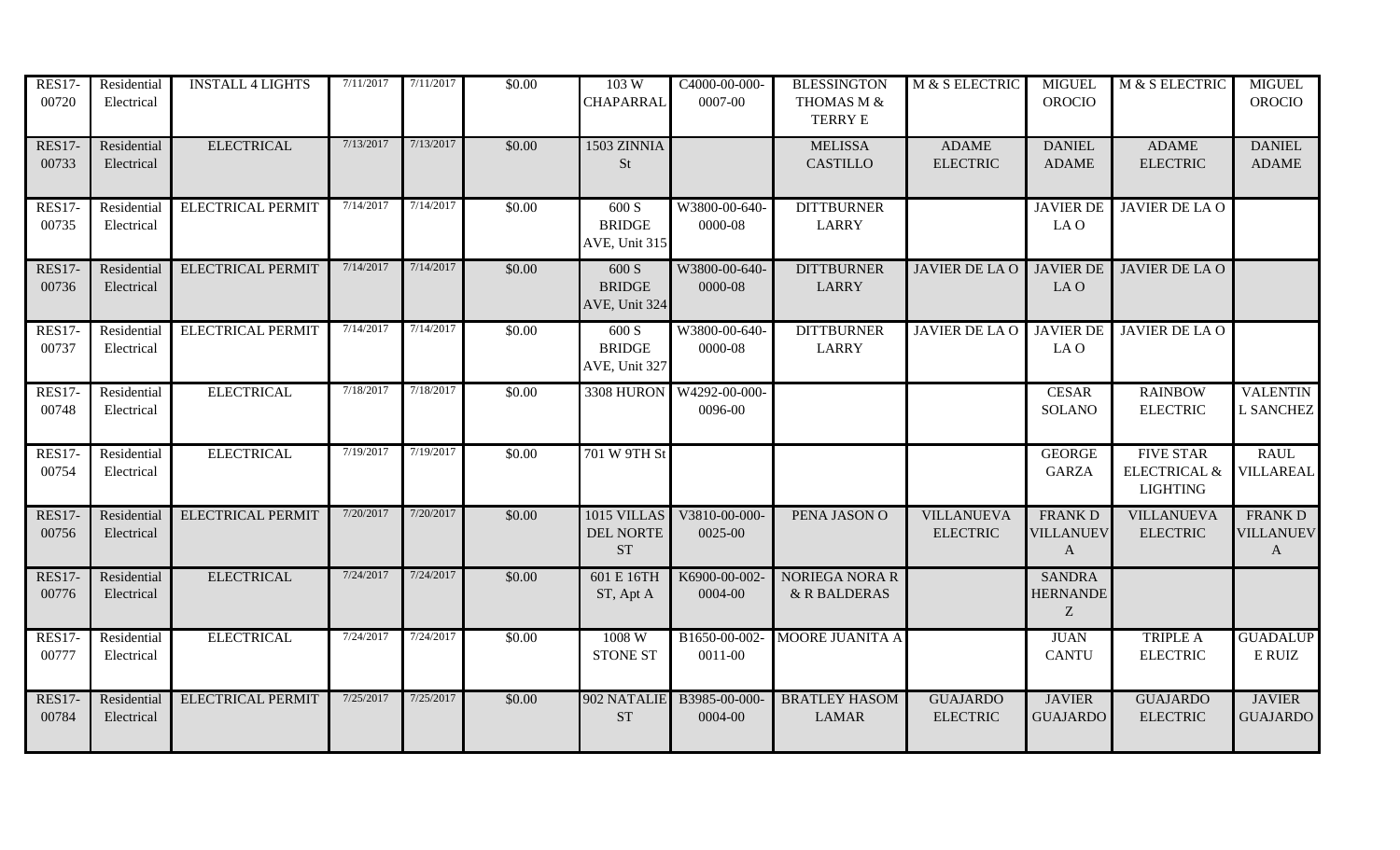| RES17-00720 | Residential Electrical | INSTALL 4 LIGHTS | 7/11/2017 | 7/11/2017 | $0.00 | 103 W CHAPARRAL | C4000-00-000-0007-00 | BLESSINGTON THOMAS M & TERRY E | M & S ELECTRIC | MIGUEL OROCIO | M & S ELECTRIC | MIGUEL OROCIO |
|---|---|---|---|---|---|---|---|---|---|---|---|---|
| RES17-00733 | Residential Electrical | ELECTRICAL | 7/13/2017 | 7/13/2017 | $0.00 | 1503 ZINNIA St | | MELISSA CASTILLO | ADAME ELECTRIC | DANIEL ADAME | ADAME ELECTRIC | DANIEL ADAME |
| RES17-00735 | Residential Electrical | ELECTRICAL PERMIT | 7/14/2017 | 7/14/2017 | $0.00 | 600 S BRIDGE AVE, Unit 315 | W3800-00-640-0000-08 | DITTBURNER LARRY | | JAVIER DE LA O | JAVIER DE LA O | |
| RES17-00736 | Residential Electrical | ELECTRICAL PERMIT | 7/14/2017 | 7/14/2017 | $0.00 | 600 S BRIDGE AVE, Unit 324 | W3800-00-640-0000-08 | DITTBURNER LARRY | JAVIER DE LA O | JAVIER DE LA O | JAVIER DE LA O | |
| RES17-00737 | Residential Electrical | ELECTRICAL PERMIT | 7/14/2017 | 7/14/2017 | $0.00 | 600 S BRIDGE AVE, Unit 327 | W3800-00-640-0000-08 | DITTBURNER LARRY | JAVIER DE LA O | JAVIER DE LA O | JAVIER DE LA O | |
| RES17-00748 | Residential Electrical | ELECTRICAL | 7/18/2017 | 7/18/2017 | $0.00 | 3308 HURON | W4292-00-000-0096-00 | | | CESAR SOLANO | RAINBOW ELECTRIC | VALENTIN L SANCHEZ |
| RES17-00754 | Residential Electrical | ELECTRICAL | 7/19/2017 | 7/19/2017 | $0.00 | 701 W 9TH St | | | | GEORGE GARZA | FIVE STAR ELECTRICAL & LIGHTING | RAUL VILLAREAL |
| RES17-00756 | Residential Electrical | ELECTRICAL PERMIT | 7/20/2017 | 7/20/2017 | $0.00 | 1015 VILLAS DEL NORTE ST | V3810-00-000-0025-00 | PENA JASON O | VILLANUEVA ELECTRIC | FRANK D VILLANUEVA | VILLANUEVA ELECTRIC | FRANK D VILLANUEVA |
| RES17-00776 | Residential Electrical | ELECTRICAL | 7/24/2017 | 7/24/2017 | $0.00 | 601 E 16TH ST, Apt A | K6900-00-002-0004-00 | NORIEGA NORA R & R BALDERAS | | SANDRA HERNANDEZ | | |
| RES17-00777 | Residential Electrical | ELECTRICAL | 7/24/2017 | 7/24/2017 | $0.00 | 1008 W STONE ST | B1650-00-002-0011-00 | MOORE JUANITA A | | JUAN CANTU | TRIPLE A ELECTRIC | GUADALUPE RUIZ |
| RES17-00784 | Residential Electrical | ELECTRICAL PERMIT | 7/25/2017 | 7/25/2017 | $0.00 | 902 NATALIE ST | B3985-00-000-0004-00 | BRATLEY HASOM LAMAR | GUAJARDO ELECTRIC | JAVIER GUAJARDO | GUAJARDO ELECTRIC | JAVIER GUAJARDO |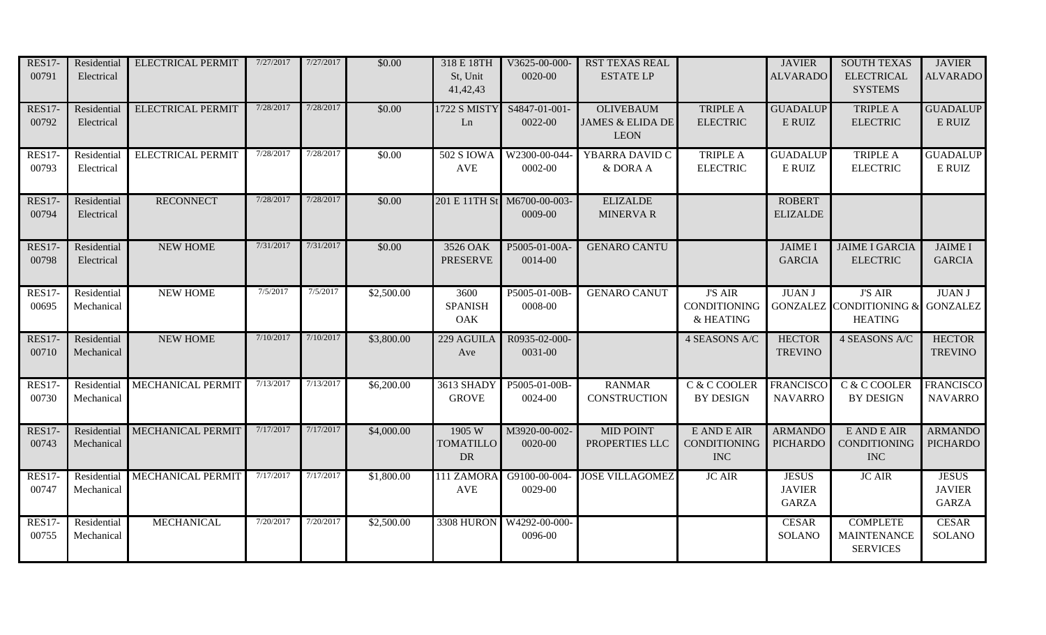| RES17-00791 | Residential Electrical | ELECTRICAL PERMIT | 7/27/2017 | 7/27/2017 | $0.00 | 318 E 18TH St, Unit 41,42,43 | V3625-00-000-0020-00 | RST TEXAS REAL ESTATE LP | | JAVIER ALVARADO | SOUTH TEXAS ELECTRICAL SYSTEMS | JAVIER ALVARADO |
|---|---|---|---|---|---|---|---|---|---|---|---|---|
| RES17-00792 | Residential Electrical | ELECTRICAL PERMIT | 7/28/2017 | 7/28/2017 | $0.00 | 1722 S MISTY Ln | S4847-01-001-0022-00 | OLIVEBAUM JAMES & ELIDA DE LEON | TRIPLE A ELECTRIC | GUADALUPE RUIZ | TRIPLE A ELECTRIC | GUADALUPE RUIZ |
| RES17-00793 | Residential Electrical | ELECTRICAL PERMIT | 7/28/2017 | 7/28/2017 | $0.00 | 502 S IOWA AVE | W2300-00-044-0002-00 | YBARRA DAVID C & DORA A | TRIPLE A ELECTRIC | GUADALUPE RUIZ | TRIPLE A ELECTRIC | GUADALUPE RUIZ |
| RES17-00794 | Residential Electrical | RECONNECT | 7/28/2017 | 7/28/2017 | $0.00 | 201 E 11TH St | M6700-00-003-0009-00 | ELIZALDE MINERVA R | | ROBERT ELIZALDE | | |
| RES17-00798 | Residential Electrical | NEW HOME | 7/31/2017 | 7/31/2017 | $0.00 | 3526 OAK PRESERVE | P5005-01-00A-0014-00 | GENARO CANTU | | JAIME I GARCIA | JAIME I GARCIA ELECTRIC | JAIME I GARCIA |
| RES17-00695 | Residential Mechanical | NEW HOME | 7/5/2017 | 7/5/2017 | $2,500.00 | 3600 SPANISH OAK | P5005-01-00B-0008-00 | GENARO CANUT | J'S AIR CONDITIONING & HEATING | JUAN J GONZALEZ | J'S AIR CONDITIONING & HEATING | JUAN J GONZALEZ |
| RES17-00710 | Residential Mechanical | NEW HOME | 7/10/2017 | 7/10/2017 | $3,800.00 | 229 AGUILA Ave | R0935-02-000-0031-00 | | 4 SEASONS A/C | HECTOR TREVINO | 4 SEASONS A/C | HECTOR TREVINO |
| RES17-00730 | Residential Mechanical | MECHANICAL PERMIT | 7/13/2017 | 7/13/2017 | $6,200.00 | 3613 SHADY GROVE | P5005-01-00B-0024-00 | RANMAR CONSTRUCTION | C & C COOLER BY DESIGN | FRANCISCO NAVARRO | C & C COOLER BY DESIGN | FRANCISCO NAVARRO |
| RES17-00743 | Residential Mechanical | MECHANICAL PERMIT | 7/17/2017 | 7/17/2017 | $4,000.00 | 1905 W TOMATILLO DR | M3920-00-002-0020-00 | MID POINT PROPERTIES LLC | E AND E AIR CONDITIONING INC | ARMANDO PICHARDO | E AND E AIR CONDITIONING INC | ARMANDO PICHARDO |
| RES17-00747 | Residential Mechanical | MECHANICAL PERMIT | 7/17/2017 | 7/17/2017 | $1,800.00 | 111 ZAMORA AVE | G9100-00-004-0029-00 | JOSE VILLAGOMEZ | JC AIR | JESUS JAVIER GARZA | JC AIR | JESUS JAVIER GARZA |
| RES17-00755 | Residential Mechanical | MECHANICAL | 7/20/2017 | 7/20/2017 | $2,500.00 | 3308 HURON | W4292-00-000-0096-00 | | | CESAR SOLANO | COMPLETE MAINTENANCE SERVICES | CESAR SOLANO |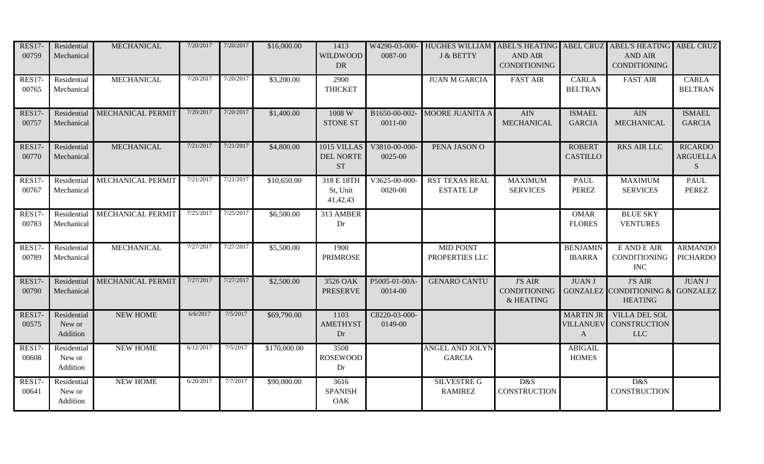| RES17-00759 | Residential Mechanical | MECHANICAL | 7/20/2017 | 7/20/2017 | $16,000.00 | 1413 WILDWOOD DR | W4290-03-000-0087-00 | HUGHES WILLIAM J & BETTY | ABEL'S HEATING AND AIR CONDITIONING | ABEL CRUZ | ABEL'S HEATING AND AIR CONDITIONING | ABEL CRUZ |
|---|---|---|---|---|---|---|---|---|---|---|---|---|
| RES17-00765 | Residential Mechanical | MECHANICAL | 7/20/2017 | 7/20/2017 | $3,200.00 | 2900 THICKET | | JUAN M GARCIA | FAST AIR | CARLA BELTRAN | FAST AIR | CARLA BELTRAN |
| RES17-00757 | Residential Mechanical | MECHANICAL PERMIT | 7/20/2017 | 7/20/2017 | $1,400.00 | 1008 W STONE ST | B1650-00-002-0011-00 | MOORE JUANITA A | AIN MECHANICAL | ISMAEL GARCIA | AIN MECHANICAL | ISMAEL GARCIA |
| RES17-00770 | Residential Mechanical | MECHANICAL | 7/21/2017 | 7/21/2017 | $4,800.00 | 1015 VILLAS DEL NORTE ST | V3810-00-000-0025-00 | PENA JASON O | | ROBERT CASTILLO | RKS AIR LLC | RICARDO ARGUELLAS |
| RES17-00767 | Residential Mechanical | MECHANICAL PERMIT | 7/21/2017 | 7/21/2017 | $10,650.00 | 318 E 18TH St, Unit 41,42,43 | V3625-00-000-0020-00 | RST TEXAS REAL ESTATE LP | MAXIMUM SERVICES | PAUL PEREZ | MAXIMUM SERVICES | PAUL PEREZ |
| RES17-00783 | Residential Mechanical | MECHANICAL PERMIT | 7/25/2017 | 7/25/2017 | $6,500.00 | 313 AMBER Dr | | | | OMAR FLORES | BLUE SKY VENTURES | |
| RES17-00789 | Residential Mechanical | MECHANICAL | 7/27/2017 | 7/27/2017 | $5,500.00 | 1900 PRIMROSE | | MID POINT PROPERTIES LLC | | BENJAMIN IBARRA | E AND E AIR CONDITIONING INC | ARMANDO PICHARDO |
| RES17-00790 | Residential Mechanical | MECHANICAL PERMIT | 7/27/2017 | 7/27/2017 | $2,500.00 | 3526 OAK PRESERVE | P5005-01-00A-0014-00 | GENARO CANTU | J'S AIR CONDITIONING & HEATING | JUAN J GONZALEZ | J'S AIR CONDITIONING & HEATING | JUAN J GONZALEZ |
| RES17-00575 | Residential New or Addition | NEW HOME | 6/6/2017 | 7/5/2017 | $69,790.00 | 1103 AMETHYST Dr | C8220-03-000-0149-00 | | | MARTIN JR VILLANUEVA | VILLA DEL SOL CONSTRUCTION LLC | |
| RES17-00608 | Residential New or Addition | NEW HOME | 6/12/2017 | 7/5/2017 | $170,000.00 | 3508 ROSEWOOD Dr | | ANGEL AND JOLYN GARCIA | | ABIGAIL HOMES | | |
| RES17-00641 | Residential New or Addition | NEW HOME | 6/20/2017 | 7/7/2017 | $90,000.00 | 3616 SPANISH OAK | | SILVESTRE G RAMIREZ | D&S CONSTRUCTION | | D&S CONSTRUCTION | |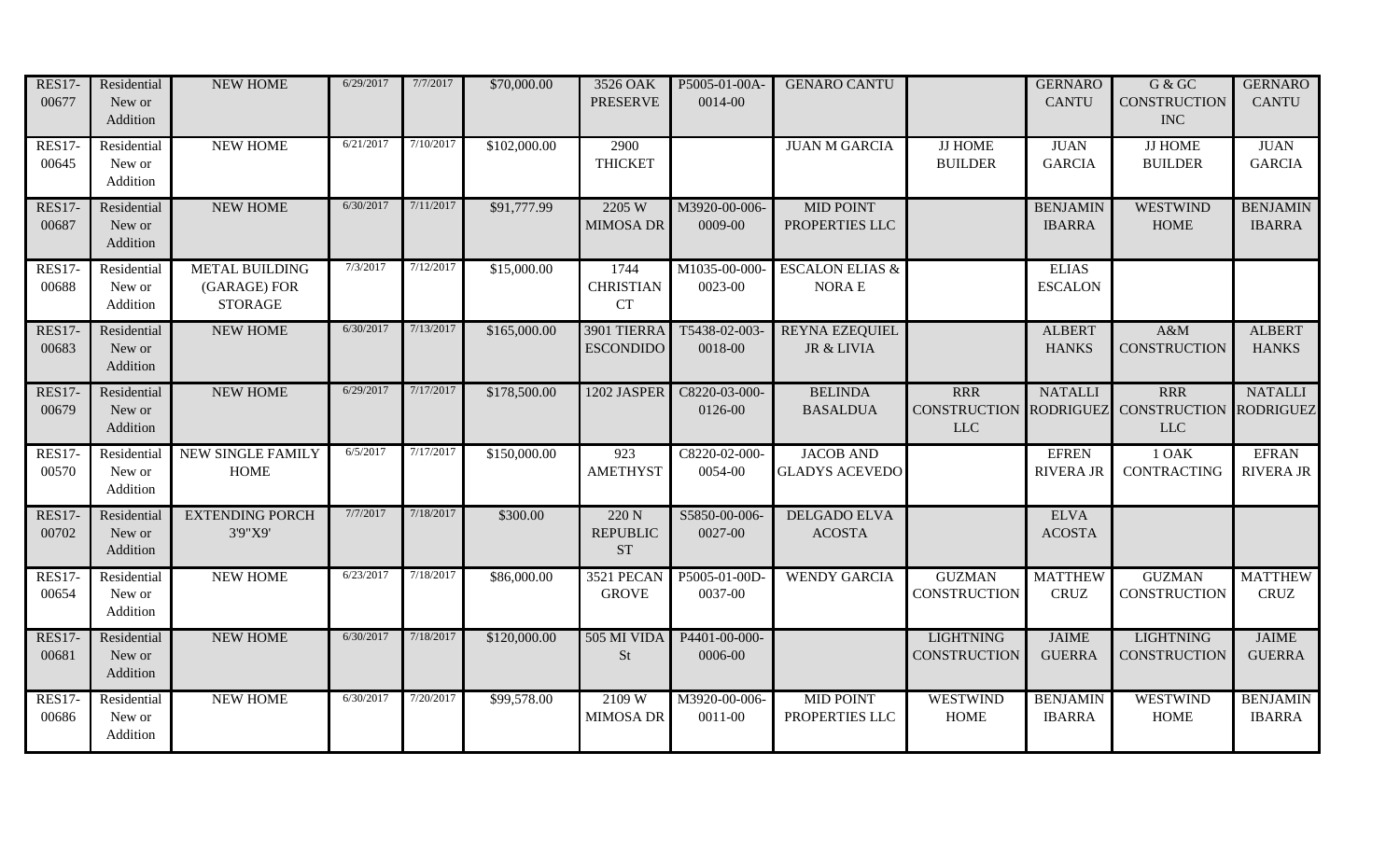| | | | | | | | | | | | | |
|---|---|---|---|---|---|---|---|---|---|---|---|---|
| RES17-00677 | Residential New or Addition | NEW HOME | 6/29/2017 | 7/7/2017 | $70,000.00 | 3526 OAK PRESERVE | P5005-01-00A-0014-00 | GENARO CANTU | | GERNARO CANTU | G & GC CONSTRUCTION INC | GERNARO CANTU |
| RES17-00645 | Residential New or Addition | NEW HOME | 6/21/2017 | 7/10/2017 | $102,000.00 | 2900 THICKET | | JUAN M GARCIA | JJ HOME BUILDER | JUAN GARCIA | JJ HOME BUILDER | JUAN GARCIA |
| RES17-00687 | Residential New or Addition | NEW HOME | 6/30/2017 | 7/11/2017 | $91,777.99 | 2205 W MIMOSA DR | M3920-00-006-0009-00 | MID POINT PROPERTIES LLC | | BENJAMIN IBARRA | WESTWIND HOME | BENJAMIN IBARRA |
| RES17-00688 | Residential New or Addition | METAL BUILDING (GARAGE) FOR STORAGE | 7/3/2017 | 7/12/2017 | $15,000.00 | 1744 CHRISTIAN CT | M1035-00-000-0023-00 | ESCALON ELIAS & NORA E | | ELIAS ESCALON | | |
| RES17-00683 | Residential New or Addition | NEW HOME | 6/30/2017 | 7/13/2017 | $165,000.00 | 3901 TIERRA ESCONDIDO | T5438-02-003-0018-00 | REYNA EZEQUIEL JR & LIVIA | | ALBERT HANKS | A&M CONSTRUCTION | ALBERT HANKS |
| RES17-00679 | Residential New or Addition | NEW HOME | 6/29/2017 | 7/17/2017 | $178,500.00 | 1202 JASPER | C8220-03-000-0126-00 | BELINDA BASALDUA | RRR CONSTRUCTION LLC | NATALLI RODRIGUEZ | RRR CONSTRUCTION LLC | NATALLI RODRIGUEZ |
| RES17-00570 | Residential New or Addition | NEW SINGLE FAMILY HOME | 6/5/2017 | 7/17/2017 | $150,000.00 | 923 AMETHYST | C8220-02-000-0054-00 | JACOB AND GLADYS ACEVEDO | | EFREN RIVERA JR | 1 OAK CONTRACTING | EFRAN RIVERA JR |
| RES17-00702 | Residential New or Addition | EXTENDING PORCH 3'9"X9' | 7/7/2017 | 7/18/2017 | $300.00 | 220 N REPUBLIC ST | S5850-00-006-0027-00 | DELGADO ELVA ACOSTA | | ELVA ACOSTA | | |
| RES17-00654 | Residential New or Addition | NEW HOME | 6/23/2017 | 7/18/2017 | $86,000.00 | 3521 PECAN GROVE | P5005-01-00D-0037-00 | WENDY GARCIA | GUZMAN CONSTRUCTION | MATTHEW CRUZ | GUZMAN CONSTRUCTION | MATTHEW CRUZ |
| RES17-00681 | Residential New or Addition | NEW HOME | 6/30/2017 | 7/18/2017 | $120,000.00 | 505 MI VIDA St | P4401-00-000-0006-00 | | LIGHTNING CONSTRUCTION | JAIME GUERRA | LIGHTNING CONSTRUCTION | JAIME GUERRA |
| RES17-00686 | Residential New or Addition | NEW HOME | 6/30/2017 | 7/20/2017 | $99,578.00 | 2109 W MIMOSA DR | M3920-00-006-0011-00 | MID POINT PROPERTIES LLC | WESTWIND HOME | BENJAMIN IBARRA | WESTWIND HOME | BENJAMIN IBARRA |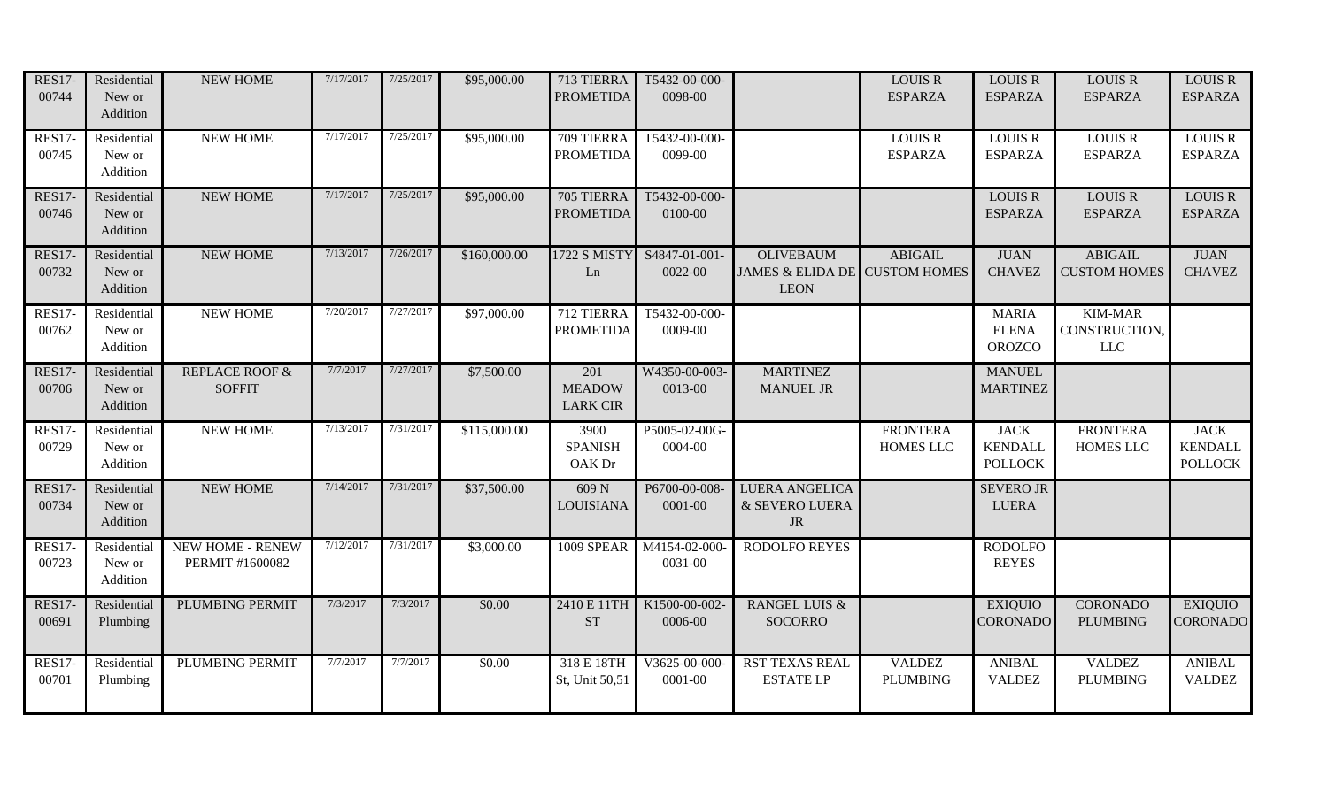| RES17-00744 | Residential New or Addition | NEW HOME | 7/17/2017 | 7/25/2017 | $95,000.00 | 713 TIERRA PROMETIDA | T5432-00-000-0098-00 | | LOUIS R ESPARZA | LOUIS R ESPARZA | LOUIS R ESPARZA | LOUIS R ESPARZA |
|---|---|---|---|---|---|---|---|---|---|---|---|---|
| RES17-00745 | Residential New or Addition | NEW HOME | 7/17/2017 | 7/25/2017 | $95,000.00 | 709 TIERRA PROMETIDA | T5432-00-000-0099-00 | | LOUIS R ESPARZA | LOUIS R ESPARZA | LOUIS R ESPARZA | LOUIS R ESPARZA |
| RES17-00746 | Residential New or Addition | NEW HOME | 7/17/2017 | 7/25/2017 | $95,000.00 | 705 TIERRA PROMETIDA | T5432-00-000-0100-00 | | | LOUIS R ESPARZA | LOUIS R ESPARZA | LOUIS R ESPARZA |
| RES17-00732 | Residential New or Addition | NEW HOME | 7/13/2017 | 7/26/2017 | $160,000.00 | 1722 S MISTY Ln | S4847-01-001-0022-00 | OLIVEBAUM JAMES & ELIDA DE LEON | ABIGAIL CUSTOM HOMES | JUAN CHAVEZ | ABIGAIL CUSTOM HOMES | JUAN CHAVEZ |
| RES17-00762 | Residential New or Addition | NEW HOME | 7/20/2017 | 7/27/2017 | $97,000.00 | 712 TIERRA PROMETIDA | T5432-00-000-0009-00 | | | MARIA ELENA OROZCO | KIM-MAR CONSTRUCTION, LLC | |
| RES17-00706 | Residential New or Addition | REPLACE ROOF & SOFFIT | 7/7/2017 | 7/27/2017 | $7,500.00 | 201 MEADOW LARK CIR | W4350-00-003-0013-00 | MARTINEZ MANUEL JR | | MANUEL MARTINEZ | | |
| RES17-00729 | Residential New or Addition | NEW HOME | 7/13/2017 | 7/31/2017 | $115,000.00 | 3900 SPANISH OAK Dr | P5005-02-00G-0004-00 | | FRONTERA HOMES LLC | JACK KENDALL POLLOCK | FRONTERA HOMES LLC | JACK KENDALL POLLOCK |
| RES17-00734 | Residential New or Addition | NEW HOME | 7/14/2017 | 7/31/2017 | $37,500.00 | 609 N LOUISIANA | P6700-00-008-0001-00 | LUERA ANGELICA & SEVERO LUERA JR | | SEVERO JR LUERA | | |
| RES17-00723 | Residential New or Addition | NEW HOME - RENEW PERMIT #1600082 | 7/12/2017 | 7/31/2017 | $3,000.00 | 1009 SPEAR | M4154-02-000-0031-00 | RODOLFO REYES | | RODOLFO REYES | | |
| RES17-00691 | Residential Plumbing | PLUMBING PERMIT | 7/3/2017 | 7/3/2017 | $0.00 | 2410 E 11TH ST | K1500-00-002-0006-00 | RANGEL LUIS & SOCORRO | | EXIQUIO CORONADO | CORONADO PLUMBING | EXIQUIO CORONADO |
| RES17-00701 | Residential Plumbing | PLUMBING PERMIT | 7/7/2017 | 7/7/2017 | $0.00 | 318 E 18TH St, Unit 50,51 | V3625-00-000-0001-00 | RST TEXAS REAL ESTATE LP | VALDEZ PLUMBING | ANIBAL VALDEZ | VALDEZ PLUMBING | ANIBAL VALDEZ |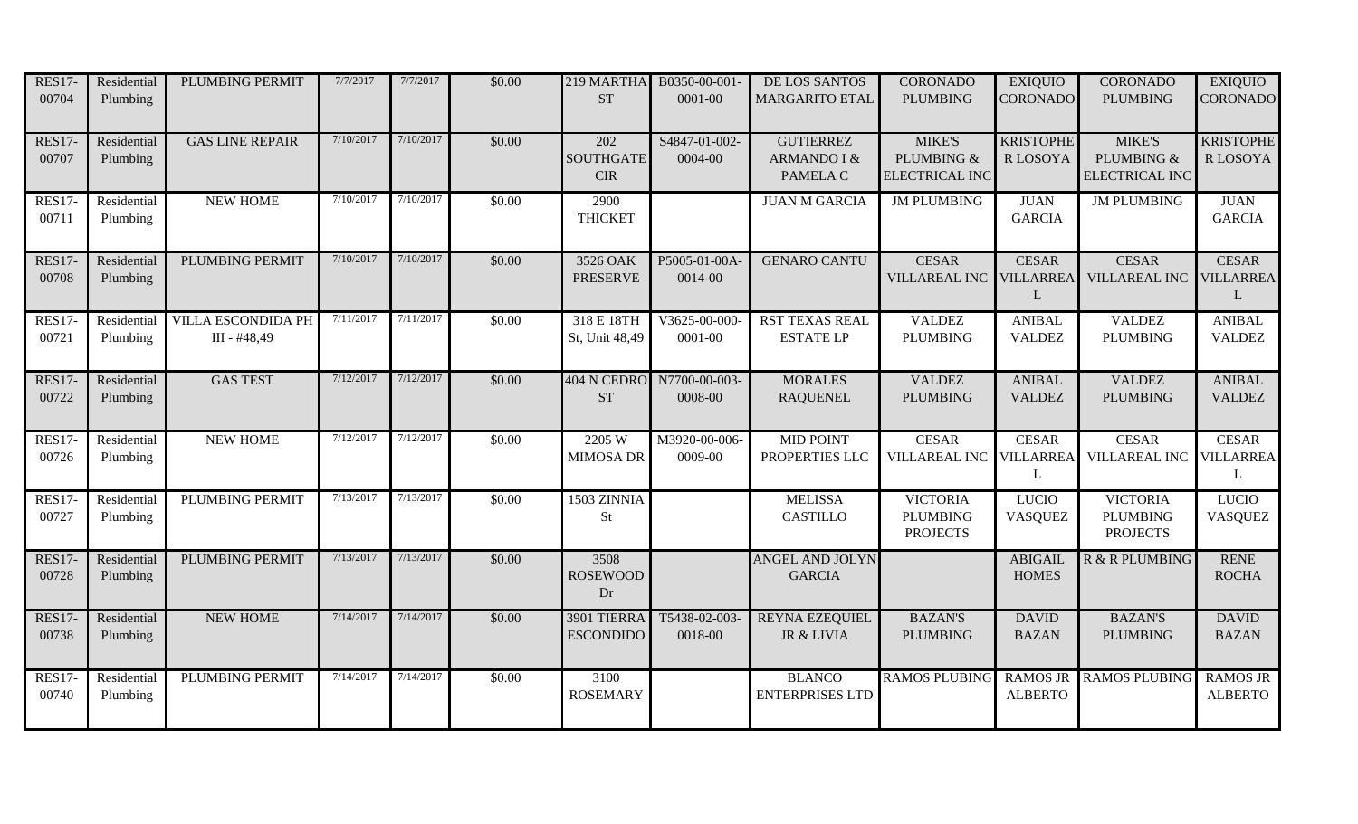| RES17-00704 | Residential Plumbing | PLUMBING PERMIT | 7/7/2017 | 7/7/2017 | $0.00 | 219 MARTHA ST | B0350-00-001-0001-00 | DE LOS SANTOS MARGARITO ETAL | CORONADO PLUMBING | EXIQUIO CORONADO | CORONADO PLUMBING | EXIQUIO CORONADO |
|---|---|---|---|---|---|---|---|---|---|---|---|---|
| RES17-00707 | Residential Plumbing | GAS LINE REPAIR | 7/10/2017 | 7/10/2017 | $0.00 | 202 SOUTHGATE CIR | S4847-01-002-0004-00 | GUTIERREZ ARMANDO I & PAMELA C | MIKE'S PLUMBING & ELECTRICAL INC | KRISTOPHER LOSOYA | MIKE'S PLUMBING & ELECTRICAL INC | KRISTOPHER LOSOYA |
| RES17-00711 | Residential Plumbing | NEW HOME | 7/10/2017 | 7/10/2017 | $0.00 | 2900 THICKET | | JUAN M GARCIA | JM PLUMBING | JUAN GARCIA | JM PLUMBING | JUAN GARCIA |
| RES17-00708 | Residential Plumbing | PLUMBING PERMIT | 7/10/2017 | 7/10/2017 | $0.00 | 3526 OAK PRESERVE | P5005-01-00A-0014-00 | GENARO CANTU | CESAR VILLAREAL INC | CESAR VILLARREAL | CESAR VILLAREAL INC | CESAR VILLARREAL |
| RES17-00721 | Residential Plumbing | VILLA ESCONDIDA PH III - #48,49 | 7/11/2017 | 7/11/2017 | $0.00 | 318 E 18TH St, Unit 48,49 | V3625-00-000-0001-00 | RST TEXAS REAL ESTATE LP | VALDEZ PLUMBING | ANIBAL VALDEZ | VALDEZ PLUMBING | ANIBAL VALDEZ |
| RES17-00722 | Residential Plumbing | GAS TEST | 7/12/2017 | 7/12/2017 | $0.00 | 404 N CEDRO ST | N7700-00-003-0008-00 | MORALES RAQUENEL | VALDEZ PLUMBING | ANIBAL VALDEZ | VALDEZ PLUMBING | ANIBAL VALDEZ |
| RES17-00726 | Residential Plumbing | NEW HOME | 7/12/2017 | 7/12/2017 | $0.00 | 2205 W MIMOSA DR | M3920-00-006-0009-00 | MID POINT PROPERTIES LLC | CESAR VILLAREAL INC | CESAR VILLARREAL | CESAR VILLAREAL INC | CESAR VILLARREAL |
| RES17-00727 | Residential Plumbing | PLUMBING PERMIT | 7/13/2017 | 7/13/2017 | $0.00 | 1503 ZINNIA St | | MELISSA CASTILLO | VICTORIA PLUMBING PROJECTS | LUCIO VASQUEZ | VICTORIA PLUMBING PROJECTS | LUCIO VASQUEZ |
| RES17-00728 | Residential Plumbing | PLUMBING PERMIT | 7/13/2017 | 7/13/2017 | $0.00 | 3508 ROSEWOOD Dr | | ANGEL AND JOLYN GARCIA | | ABIGAIL HOMES | R & R PLUMBING | RENE ROCHA |
| RES17-00738 | Residential Plumbing | NEW HOME | 7/14/2017 | 7/14/2017 | $0.00 | 3901 TIERRA ESCONDIDO | T5438-02-003-0018-00 | REYNA EZEQUIEL JR & LIVIA | BAZAN'S PLUMBING | DAVID BAZAN | BAZAN'S PLUMBING | DAVID BAZAN |
| RES17-00740 | Residential Plumbing | PLUMBING PERMIT | 7/14/2017 | 7/14/2017 | $0.00 | 3100 ROSEMARY | | BLANCO ENTERPRISES LTD | RAMOS PLUBING | RAMOS JR ALBERTO | RAMOS PLUBING | RAMOS JR ALBERTO |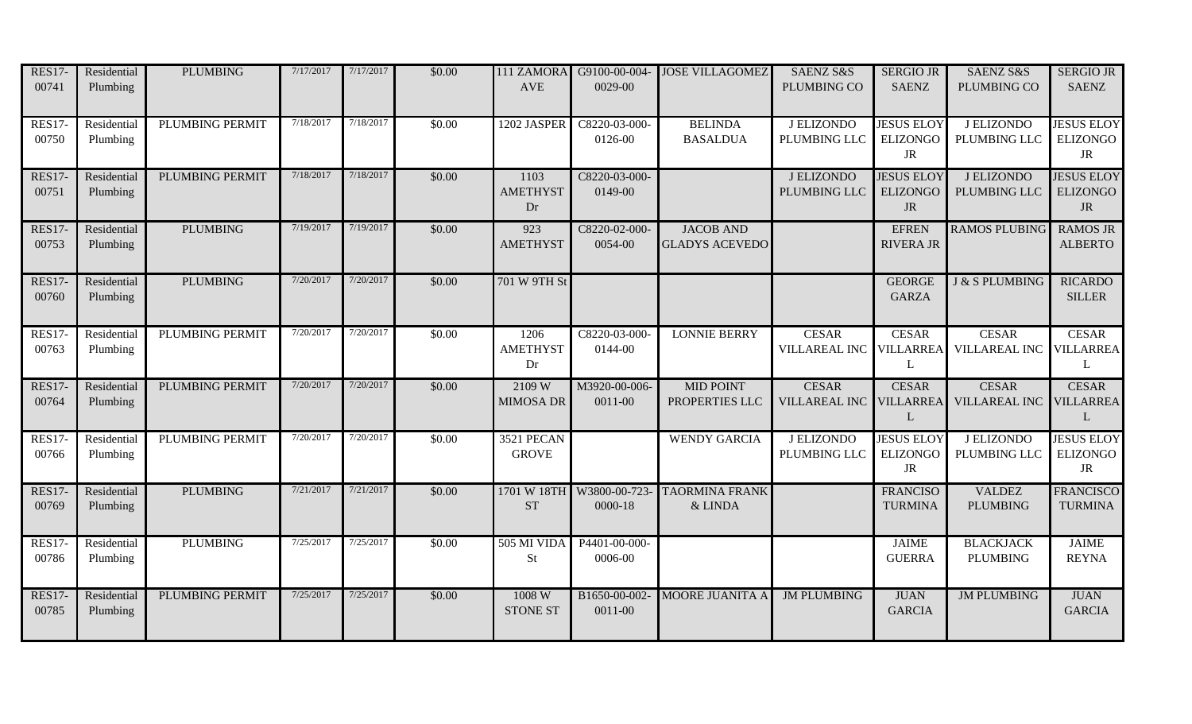| RES17-00741 | Residential Plumbing | PLUMBING | 7/17/2017 | 7/17/2017 | $0.00 | 111 ZAMORA AVE | G9100-00-004-0029-00 | JOSE VILLAGOMEZ | SAENZ S&S PLUMBING CO | SERGIO JR SAENZ | SAENZ S&S PLUMBING CO | SERGIO JR SAENZ |
|---|---|---|---|---|---|---|---|---|---|---|---|---|
| RES17-00750 | Residential Plumbing | PLUMBING PERMIT | 7/18/2017 | 7/18/2017 | $0.00 | 1202 JASPER | C8220-03-000-0126-00 | BELINDA BASALDUA | J ELIZONDO PLUMBING LLC | JESUS ELOY ELIZONGO JR | J ELIZONDO PLUMBING LLC | JESUS ELOY ELIZONGO JR |
| RES17-00751 | Residential Plumbing | PLUMBING PERMIT | 7/18/2017 | 7/18/2017 | $0.00 | 1103 AMETHYST Dr | C8220-03-000-0149-00 | | J ELIZONDO PLUMBING LLC | JESUS ELOY ELIZONGO JR | J ELIZONDO PLUMBING LLC | JESUS ELOY ELIZONGO JR |
| RES17-00753 | Residential Plumbing | PLUMBING | 7/19/2017 | 7/19/2017 | $0.00 | 923 AMETHYST | C8220-02-000-0054-00 | JACOB AND GLADYS ACEVEDO | | EFREN RIVERA JR | RAMOS PLUBING | RAMOS JR ALBERTO |
| RES17-00760 | Residential Plumbing | PLUMBING | 7/20/2017 | 7/20/2017 | $0.00 | 701 W 9TH St | | | | GEORGE GARZA | J & S PLUMBING | RICARDO SILLER |
| RES17-00763 | Residential Plumbing | PLUMBING PERMIT | 7/20/2017 | 7/20/2017 | $0.00 | 1206 AMETHYST Dr | C8220-03-000-0144-00 | LONNIE BERRY | CESAR VILLAREAL INC | CESAR VILLARREAL | CESAR VILLAREAL INC | CESAR VILLARREAL |
| RES17-00764 | Residential Plumbing | PLUMBING PERMIT | 7/20/2017 | 7/20/2017 | $0.00 | 2109 W MIMOSA DR | M3920-00-006-0011-00 | MID POINT PROPERTIES LLC | CESAR VILLAREAL INC | CESAR VILLARREAL | CESAR VILLAREAL INC | CESAR VILLARREAL |
| RES17-00766 | Residential Plumbing | PLUMBING PERMIT | 7/20/2017 | 7/20/2017 | $0.00 | 3521 PECAN GROVE | | WENDY GARCIA | J ELIZONDO PLUMBING LLC | JESUS ELOY ELIZONGO JR | J ELIZONDO PLUMBING LLC | JESUS ELOY ELIZONGO JR |
| RES17-00769 | Residential Plumbing | PLUMBING | 7/21/2017 | 7/21/2017 | $0.00 | 1701 W 18TH ST | W3800-00-723-0000-18 | TAORMINA FRANK & LINDA | | FRANCISO TURMINA | VALDEZ PLUMBING | FRANCISCO TURMINA |
| RES17-00786 | Residential Plumbing | PLUMBING | 7/25/2017 | 7/25/2017 | $0.00 | 505 MI VIDA St | P4401-00-000-0006-00 | | | JAIME GUERRA | BLACKJACK PLUMBING | JAIME REYNA |
| RES17-00785 | Residential Plumbing | PLUMBING PERMIT | 7/25/2017 | 7/25/2017 | $0.00 | 1008 W STONE ST | B1650-00-002-0011-00 | MOORE JUANITA A | JM PLUMBING | JUAN GARCIA | JM PLUMBING | JUAN GARCIA |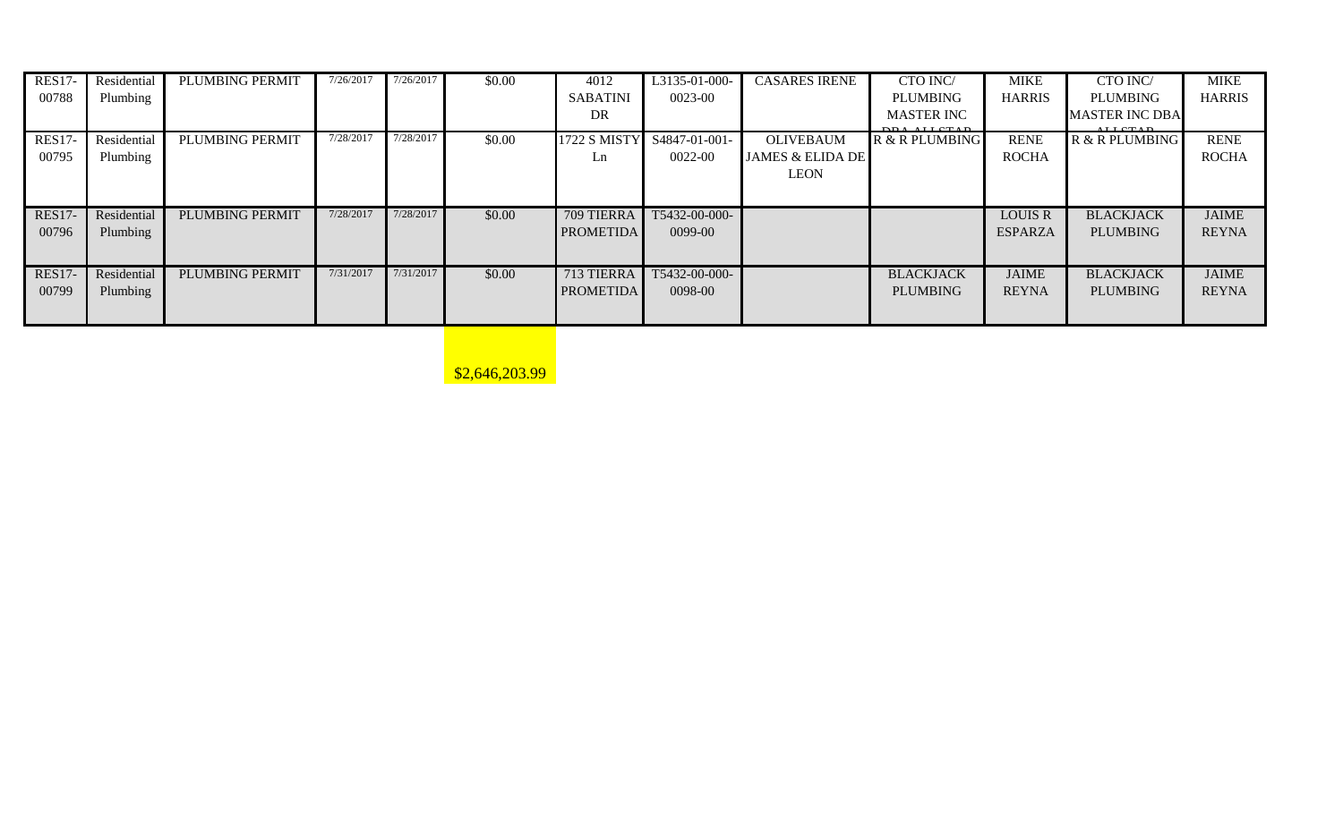| | | | | | | | | | | | | |
|---|---|---|---|---|---|---|---|---|---|---|---|---|
| RES17-00788 | Residential Plumbing | PLUMBING PERMIT | 7/26/2017 | 7/26/2017 | $0.00 | 4012 SABATINI DR | L3135-01-000-0023-00 | CASARES IRENE | CTO INC/ PLUMBING MASTER INC DBA ALLSTAR | MIKE HARRIS | CTO INC/ PLUMBING MASTER INC DBA ALLSTAR | MIKE HARRIS |
| RES17-00795 | Residential Plumbing | PLUMBING PERMIT | 7/28/2017 | 7/28/2017 | $0.00 | 1722 S MISTY Ln | S4847-01-001-0022-00 | OLIVEBAUM JAMES & ELIDA DE LEON | R & R PLUMBING | RENE ROCHA | R & R PLUMBING | RENE ROCHA |
| RES17-00796 | Residential Plumbing | PLUMBING PERMIT | 7/28/2017 | 7/28/2017 | $0.00 | 709 TIERRA PROMETIDA | T5432-00-000-0099-00 | | | LOUIS R ESPARZA | BLACKJACK PLUMBING | JAIME REYNA |
| RES17-00799 | Residential Plumbing | PLUMBING PERMIT | 7/31/2017 | 7/31/2017 | $0.00 | 713 TIERRA PROMETIDA | T5432-00-000-0098-00 | | BLACKJACK PLUMBING | JAIME REYNA | BLACKJACK PLUMBING | JAIME REYNA |

$2,646,203.99